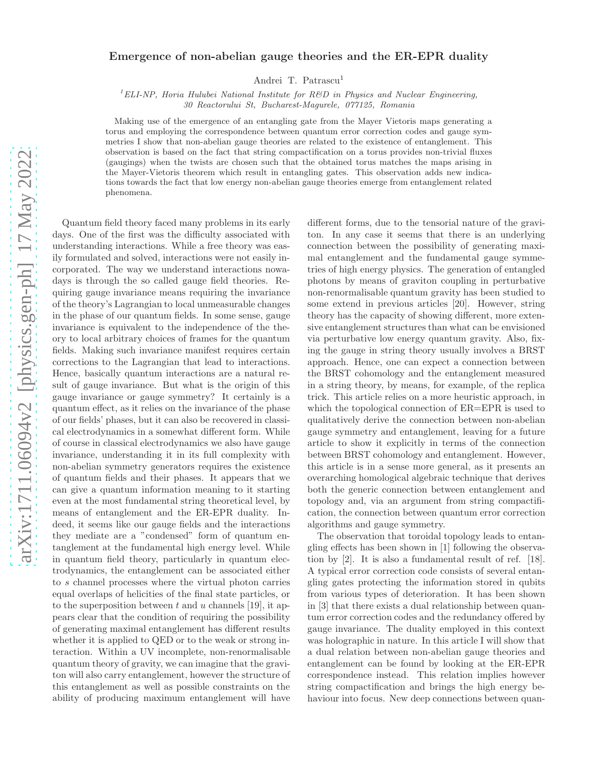# Emergence of non-abelian gauge theories and the ER-EPR duality

Andrei T. Patrascu[1]

[1]*ELI-NP, Horia Hulubei National Institute for R&D in Physics and Nuclear Engineering, 30 Reactorului St, Bucharest-Magurele, 077125, Romania*

Making use of the emergence of an entangling gate from the Mayer Vietoris maps generating a torus and employing the correspondence between quantum error correction codes and gauge symmetries I show that non-abelian gauge theories are related to the existence of entanglement. This observation is based on the fact that string compactification on a torus provides non-trivial fluxes (gaugings) when the twists are chosen such that the obtained torus matches the maps arising in the Mayer-Vietoris theorem which result in entangling gates. This observation adds new indications towards the fact that low energy non-abelian gauge theories emerge from entanglement related phenomena.

Quantum field theory faced many problems in its early days. One of the first was the difficulty associated with understanding interactions. While a free theory was easily formulated and solved, interactions were not easily incorporated. The way we understand interactions nowadays is through the so called gauge field theories. Requiring gauge invariance means requiring the invariance of the theory's Lagrangian to local unmeasurable changes in the phase of our quantum fields. In some sense, gauge invariance is equivalent to the independence of the theory to local arbitrary choices of frames for the quantum fields. Making such invariance manifest requires certain corrections to the Lagrangian that lead to interactions. Hence, basically quantum interactions are a natural result of gauge invariance. But what is the origin of this gauge invariance or gauge symmetry? It certainly is a quantum effect, as it relies on the invariance of the phase of our fields' phases, but it can also be recovered in classical electrodynamics in a somewhat different form. While of course in classical electrodynamics we also have gauge invariance, understanding it in its full complexity with non-abelian symmetry generators requires the existence of quantum fields and their phases. It appears that we can give a quantum information meaning to it starting even at the most fundamental string theoretical level, by means of entanglement and the ER-EPR duality. Indeed, it seems like our gauge fields and the interactions they mediate are a "condensed" form of quantum entanglement at the fundamental high energy level. While in quantum field theory, particularly in quantum electrodynamics, the entanglement can be associated either to $s$ channel processes where the virtual photon carries equal overlaps of helicities of the final state particles, or to the superposition between $t$ and $u$ channels [19], it appears clear that the condition of requiring the possibility of generating maximal entanglement has different results whether it is applied to QED or to the weak or strong interaction. Within a UV incomplete, non-renormalisable quantum theory of gravity, we can imagine that the graviton will also carry entanglement, however the structure of this entanglement as well as possible constraints on the ability of producing maximum entanglement will have different forms, due to the tensorial nature of the graviton. In any case it seems that there is an underlying connection between the possibility of generating maximal entanglement and the fundamental gauge symmetries of high energy physics. The generation of entangled photons by means of graviton coupling in perturbative non-renormalisable quantum gravity has been studied to some extend in previous articles [20]. However, string theory has the capacity of showing different, more extensive entanglement structures than what can be envisioned via perturbative low energy quantum gravity. Also, fixing the gauge in string theory usually involves a BRST approach. Hence, one can expect a connection between the BRST cohomology and the entanglement measured in a string theory, by means, for example, of the replica trick. This article relies on a more heuristic approach, in which the topological connection of ER=EPR is used to qualitatively derive the connection between non-abelian gauge symmetry and entanglement, leaving for a future article to show it explicitly in terms of the connection between BRST cohomology and entanglement. However, this article is in a sense more general, as it presents an overarching homological algebraic technique that derives both the generic connection between entanglement and topology and, via an argument from string compactification, the connection between quantum error correction algorithms and gauge symmetry.

The observation that toroidal topology leads to entangling effects has been shown in [1] following the observation by [2]. It is also a fundamental result of ref. [18]. A typical error correction code consists of several entangling gates protecting the information stored in qubits from various types of deterioration. It has been shown in [3] that there exists a dual relationship between quantum error correction codes and the redundancy offered by gauge invariance. The duality employed in this context was holographic in nature. In this article I will show that a dual relation between non-abelian gauge theories and entanglement can be found by looking at the ER-EPR correspondence instead. This relation implies however string compactification and brings the high energy behaviour into focus. New deep connections between quan-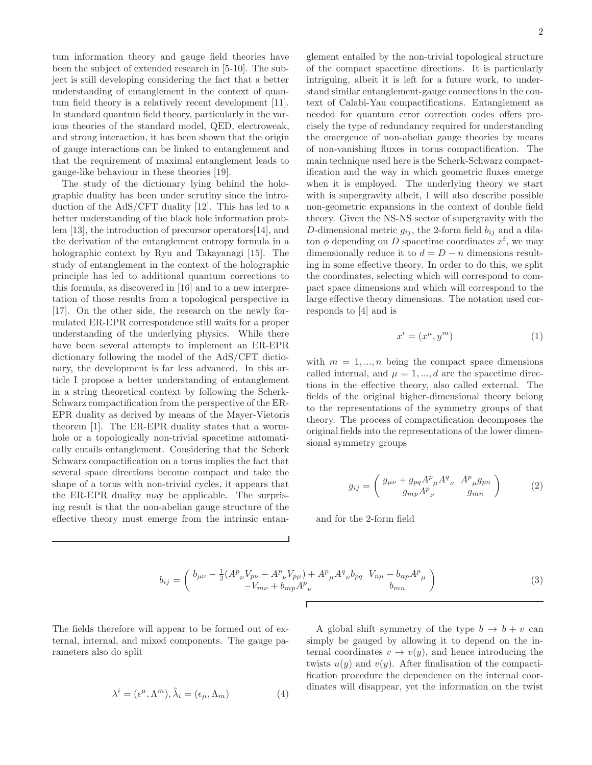tum information theory and gauge field theories have been the subject of extended research in [5-10]. The subject is still developing considering the fact that a better understanding of entanglement in the context of quantum field theory is a relatively recent development [11]. In standard quantum field theory, particularly in the various theories of the standard model, QED, electroweak, and strong interaction, it has been shown that the origin of gauge interactions can be linked to entanglement and that the requirement of maximal entanglement leads to gauge-like behaviour in these theories [19].

The study of the dictionary lying behind the holographic duality has been under scrutiny since the introduction of the AdS/CFT duality [12]. This has led to a better understanding of the black hole information problem [13], the introduction of precursor operators[14], and the derivation of the entanglement entropy formula in a holographic context by Ryu and Takayanagi [15]. The study of entanglement in the context of the holographic principle has led to additional quantum corrections to this formula, as discovered in [16] and to a new interpretation of those results from a topological perspective in [17]. On the other side, the research on the newly formulated ER-EPR correspondence still waits for a proper understanding of the underlying physics. While there have been several attempts to implement an ER-EPR dictionary following the model of the AdS/CFT dictionary, the development is far less advanced. In this article I propose a better understanding of entanglement in a string theoretical context by following the Scherk-Schwarz compactification from the perspective of the ER-EPR duality as derived by means of the Mayer-Vietoris theorem [1]. The ER-EPR duality states that a wormhole or a topologically non-trivial spacetime automatically entails entanglement. Considering that the Scherk Schwarz compactification on a torus implies the fact that several space directions become compact and take the shape of a torus with non-trivial cycles, it appears that the ER-EPR duality may be applicable. The surprising result is that the non-abelian gauge structure of the effective theory must emerge from the intrinsic entanglement entailed by the non-trivial topological structure of the compact spacetime directions. It is particularly intriguing, albeit it is left for a future work, to understand similar entanglement-gauge connections in the context of Calabi-Yau compactifications. Entanglement as needed for quantum error correction codes offers precisely the type of redundancy required for understanding the emergence of non-abelian gauge theories by means of non-vanishing fluxes in torus compactification. The main technique used here is the Scherk-Schwarz compactification and the way in which geometric fluxes emerge when it is employed. The underlying theory we start with is supergravity albeit, I will also describe possible non-geometric expansions in the context of double field theory. Given the NS-NS sector of supergravity with the $D$-dimensional metric $g_{ij}$, the 2-form field $b_{ij}$ and a dilaton $\phi$ depending on $D$ spacetime coordinates $x^i$, we may dimensionally reduce it to $d = D - n$ dimensions resulting in some effective theory. In order to do this, we split the coordinates, selecting which will correspond to compact space dimensions and which will correspond to the large effective theory dimensions. The notation used corresponds to [4] and is

$$x^i = (x^\mu, y^m) \tag{1}$$

with $m = 1, ..., n$ being the compact space dimensions called internal, and $\mu = 1, ..., d$ are the spacetime directions in the effective theory, also called external. The fields of the original higher-dimensional theory belong to the representations of the symmetry groups of that theory. The process of compactification decomposes the original fields into the representations of the lower dimensional symmetry groups

$$g_{ij} = \begin{pmatrix} g_{\mu\nu} + g_{pq}A^p{}_\mu A^q{}_\nu & A^p{}_\mu g_{pn} \\ g_{mp}A^p{}_\nu & g_{mn} \end{pmatrix} \tag{2}$$

and for the 2-form field

$$b_{ij} = \begin{pmatrix} b_{\mu\nu} - \frac{1}{2}(A^p{}_\nu V_{p\nu} - A^p{}_\nu V_{p\mu}) + A^p{}_\mu A^q{}_\nu b_{pq} & V_{n\mu} - b_{np}A^p{}_\mu \\ -V_{m\nu} + b_{mp}A^p{}_\nu & b_{mn} \end{pmatrix} \tag{3}$$

The fields therefore will appear to be formed out of external, internal, and mixed components. The gauge parameters also do split

$$\lambda^i = (\epsilon^\mu, \Lambda^m), \tilde{\lambda}_i = (\epsilon_\mu, \Lambda_m) \tag{4}$$

A global shift symmetry of the type $b \rightarrow b + v$ can simply be gauged by allowing it to depend on the internal coordinates $v \rightarrow v(y)$, and hence introducing the twists $u(y)$ and $v(y)$. After finalisation of the compactification procedure the dependence on the internal coordinates will disappear, yet the information on the twist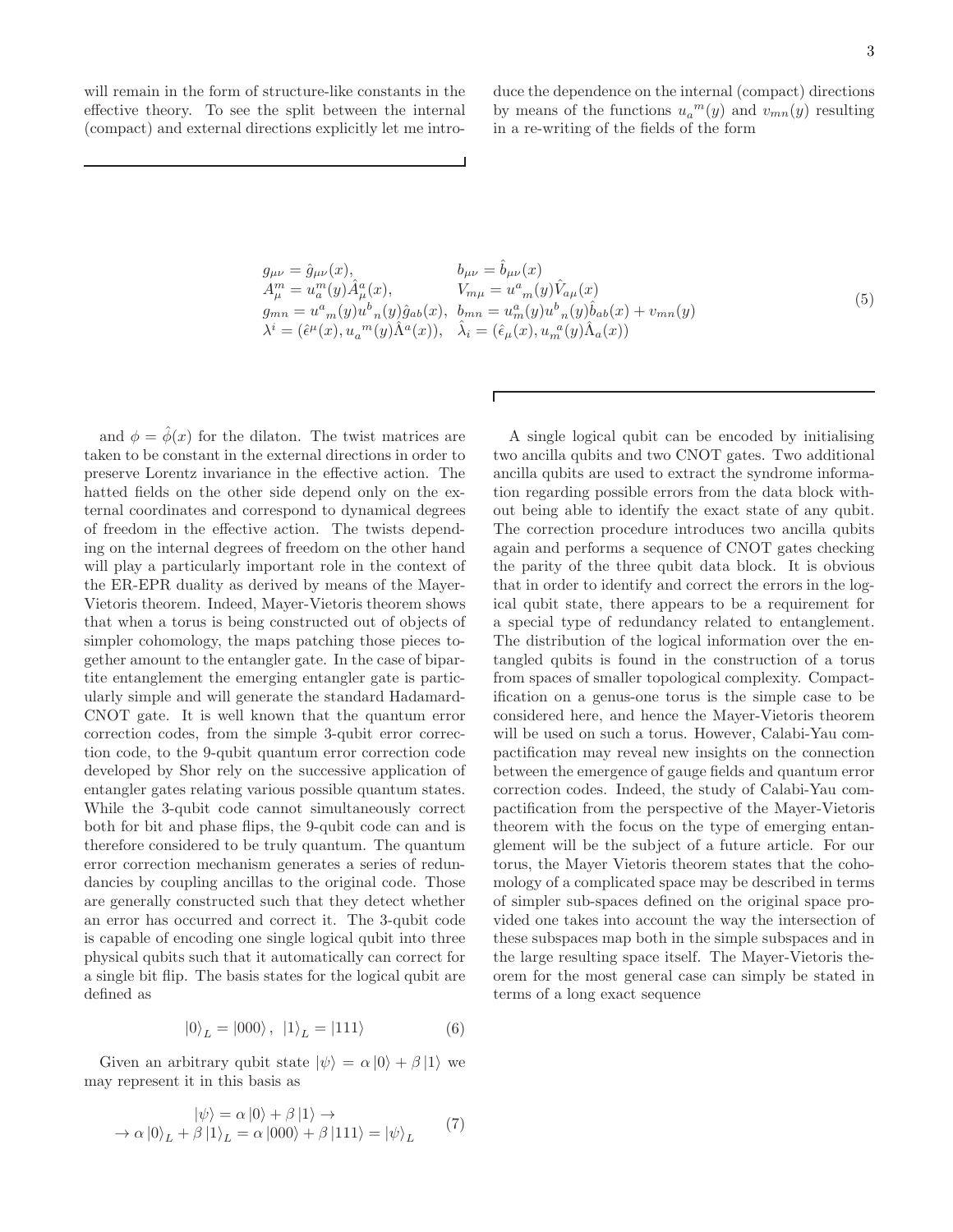will remain in the form of structure-like constants in the effective theory. To see the split between the internal (compact) and external directions explicitly let me introduce the dependence on the internal (compact) directions by means of the functions ${u_a}^m(y)$ and $v_{mn}(y)$ resulting in a re-writing of the fields of the form

$$
\begin{aligned}
&g_{\mu\nu} = \hat{g}_{\mu\nu}(x), && b_{\mu\nu} = \hat{b}_{\mu\nu}(x) \\
&A^m_\mu = u^m_a(y)\hat{A}^a_\mu(x), && V_{m\mu} = {u^a}_m(y)\hat{V}_{a\mu}(x) \\
&g_{mn} = {u^a}_m(y){u^b}_n(y)\hat{g}_{ab}(x), && b_{mn} = u^a_m(y){u^b}_n(y)\hat{b}_{ab}(x) + v_{mn}(y) \\
&\lambda^i = (\hat{\epsilon}^\mu(x), {u_a}^m(y)\hat{\Lambda}^a(x)), && \hat{\lambda}_i = (\hat{\epsilon}_\mu(x), {u_m}^a(y)\hat{\Lambda}_a(x))
\end{aligned}
\tag{5}
$$

and $\phi = \hat{\phi}(x)$ for the dilaton. The twist matrices are taken to be constant in the external directions in order to preserve Lorentz invariance in the effective action. The hatted fields on the other side depend only on the external coordinates and correspond to dynamical degrees of freedom in the effective action. The twists depending on the internal degrees of freedom on the other hand will play a particularly important role in the context of the ER-EPR duality as derived by means of the Mayer-Vietoris theorem. Indeed, Mayer-Vietoris theorem shows that when a torus is being constructed out of objects of simpler cohomology, the maps patching those pieces together amount to the entangler gate. In the case of bipartite entanglement the emerging entangler gate is particularly simple and will generate the standard Hadamard-CNOT gate. It is well known that the quantum error correction codes, from the simple 3-qubit error correction code, to the 9-qubit quantum error correction code developed by Shor rely on the successive application of entangler gates relating various possible quantum states. While the 3-qubit code cannot simultaneously correct both for bit and phase flips, the 9-qubit code can and is therefore considered to be truly quantum. The quantum error correction mechanism generates a series of redundancies by coupling ancillas to the original code. Those are generally constructed such that they detect whether an error has occurred and correct it. The 3-qubit code is capable of encoding one single logical qubit into three physical qubits such that it automatically can correct for a single bit flip. The basis states for the logical qubit are defined as

$$
|0\rangle_L = |000\rangle\,,\;\; |1\rangle_L = |111\rangle \tag{6}
$$

Given an arbitrary qubit state $|\psi\rangle = \alpha\,|0\rangle + \beta\,|1\rangle$ we may represent it in this basis as

$$
\begin{gathered}
|\psi\rangle = \alpha\,|0\rangle + \beta\,|1\rangle \rightarrow \\
\rightarrow \alpha\,|0\rangle_L + \beta\,|1\rangle_L = \alpha\,|000\rangle + \beta\,|111\rangle = |\psi\rangle_L
\end{gathered}
\tag{7}
$$

A single logical qubit can be encoded by initialising two ancilla qubits and two CNOT gates. Two additional ancilla qubits are used to extract the syndrome information regarding possible errors from the data block without being able to identify the exact state of any qubit. The correction procedure introduces two ancilla qubits again and performs a sequence of CNOT gates checking the parity of the three qubit data block. It is obvious that in order to identify and correct the errors in the logical qubit state, there appears to be a requirement for a special type of redundancy related to entanglement. The distribution of the logical information over the entangled qubits is found in the construction of a torus from spaces of smaller topological complexity. Compactification on a genus-one torus is the simple case to be considered here, and hence the Mayer-Vietoris theorem will be used on such a torus. However, Calabi-Yau compactification may reveal new insights on the connection between the emergence of gauge fields and quantum error correction codes. Indeed, the study of Calabi-Yau compactification from the perspective of the Mayer-Vietoris theorem with the focus on the type of emerging entanglement will be the subject of a future article. For our torus, the Mayer Vietoris theorem states that the cohomology of a complicated space may be described in terms of simpler sub-spaces defined on the original space provided one takes into account the way the intersection of these subspaces map both in the simple subspaces and in the large resulting space itself. The Mayer-Vietoris theorem for the most general case can simply be stated in terms of a long exact sequence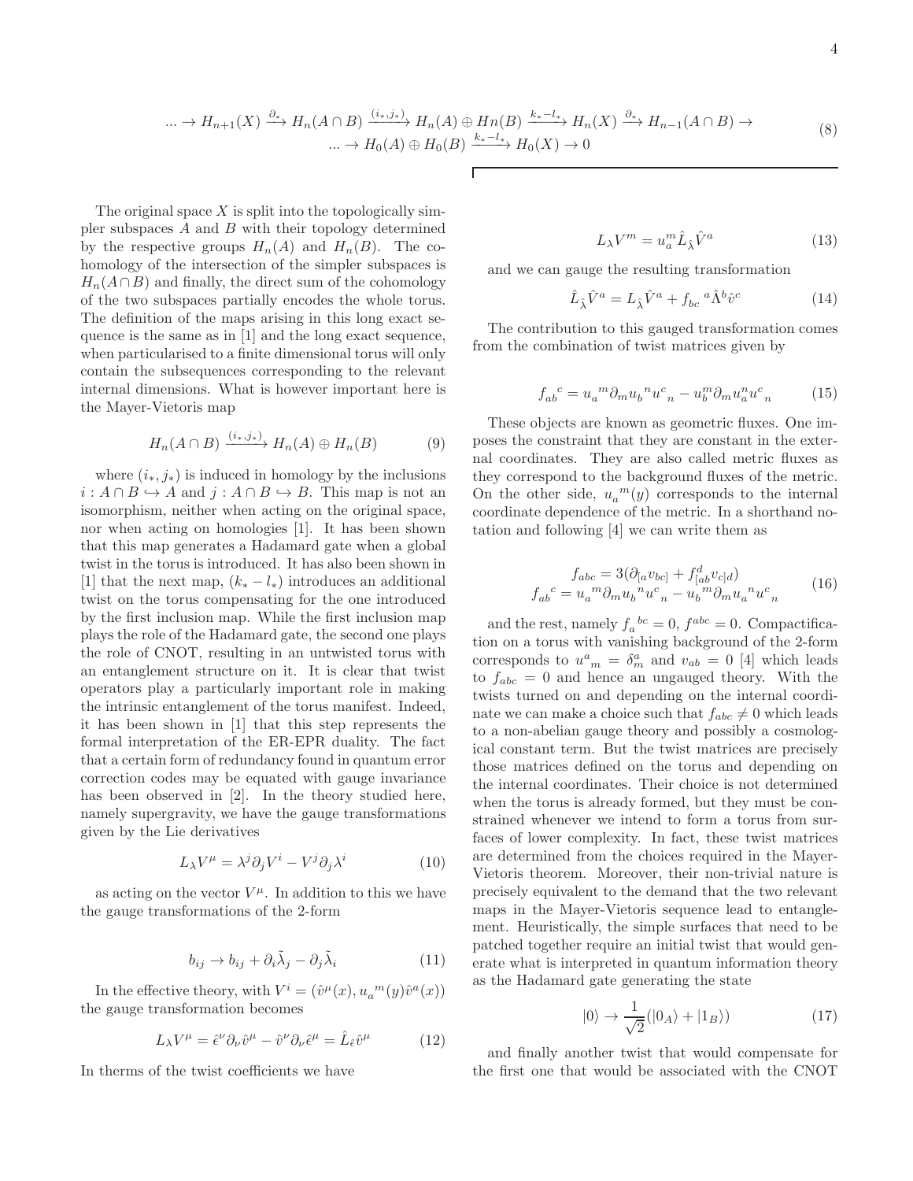$$
\begin{aligned}
... \to H_{n+1}(X) \xrightarrow{\partial_*} H_n(A \cap B) \xrightarrow{(i_*, j_*)} H_n(A) \oplus Hn(B) \xrightarrow{k_* - l_*} H_n(X) \xrightarrow{\partial_*} H_{n-1}(A \cap B) \to \\
... \to H_0(A) \oplus H_0(B) \xrightarrow{k_* - l_*} H_0(X) \to 0
\end{aligned}
\tag{8}
$$

The original space $X$ is split into the topologically simpler subspaces $A$ and $B$ with their topology determined by the respective groups $H_n(A)$ and $H_n(B)$. The cohomology of the intersection of the simpler subspaces is $H_n(A \cap B)$ and finally, the direct sum of the cohomology of the two subspaces partially encodes the whole torus. The definition of the maps arising in this long exact sequence is the same as in [1] and the long exact sequence, when particularised to a finite dimensional torus will only contain the subsequences corresponding to the relevant internal dimensions. What is however important here is the Mayer-Vietoris map

$$
H_n(A \cap B) \xrightarrow{(i_*, j_*)} H_n(A) \oplus H_n(B) \tag{9}
$$

where $(i_*, j_*)$ is induced in homology by the inclusions $i : A \cap B \hookrightarrow A$ and $j : A \cap B \hookrightarrow B$. This map is not an isomorphism, neither when acting on the original space, nor when acting on homologies [1]. It has been shown that this map generates a Hadamard gate when a global twist in the torus is introduced. It has also been shown in [1] that the next map, $(k_* - l_*)$ introduces an additional twist on the torus compensating for the one introduced by the first inclusion map. While the first inclusion map plays the role of the Hadamard gate, the second one plays the role of CNOT, resulting in an untwisted torus with an entanglement structure on it. It is clear that twist operators play a particularly important role in making the intrinsic entanglement of the torus manifest. Indeed, it has been shown in [1] that this step represents the formal interpretation of the ER-EPR duality. The fact that a certain form of redundancy found in quantum error correction codes may be equated with gauge invariance has been observed in [2]. In the theory studied here, namely supergravity, we have the gauge transformations given by the Lie derivatives

$$
L_\lambda V^\mu = \lambda^j \partial_j V^i - V^j \partial_j \lambda^i \tag{10}
$$

as acting on the vector $V^\mu$. In addition to this we have the gauge transformations of the 2-form

$$
b_{ij} \to b_{ij} + \partial_i \tilde{\lambda}_j - \partial_j \tilde{\lambda}_i \tag{11}
$$

In the effective theory, with $V^i = (\hat{v}^\mu(x), u_a{}^m(y)\hat{v}^a(x))$ the gauge transformation becomes

$$
L_\lambda V^\mu = \hat{\epsilon}^\nu \partial_\nu \hat{v}^\mu - \hat{v}^\nu \partial_\nu \hat{\epsilon}^\mu = \hat{L}_{\hat{\epsilon}} \hat{v}^\mu \tag{12}
$$

In therms of the twist coefficients we have

$$
L_\lambda V^m = u_a^m \hat{L}_{\hat{\lambda}} \hat{V}^a \tag{13}
$$

and we can gauge the resulting transformation

$$
\hat{L}_{\hat{\lambda}} \hat{V}^a = L_{\hat{\lambda}} \hat{V}^a + f_{bc}{}^a \hat{\Lambda}^b \hat{v}^c \tag{14}
$$

The contribution to this gauged transformation comes from the combination of twist matrices given by

$$
f_{ab}{}^c = u_a{}^m \partial_m u_b{}^n u^c{}_n - u_b^m \partial_m u_a^n u^c{}_n \tag{15}
$$

These objects are known as geometric fluxes. One imposes the constraint that they are constant in the external coordinates. They are also called metric fluxes as they correspond to the background fluxes of the metric. On the other side, $u_a{}^m(y)$ corresponds to the internal coordinate dependence of the metric. In a shorthand notation and following [4] we can write them as

$$
\begin{aligned}
f_{abc} &= 3(\partial_{[a} v_{bc]} + f^d_{[ab} v_{c]d}) \\
f_{ab}{}^c &= u_a{}^m \partial_m u_b{}^n u^c{}_n - u_b{}^m \partial_m u_a{}^n u^c{}_n
\end{aligned}
\tag{16}
$$

and the rest, namely $f_a{}^{bc} = 0$, $f^{abc} = 0$. Compactification on a torus with vanishing background of the 2-form corresponds to $u^a{}_m = \delta^a_m$ and $v_{ab} = 0$ [4] which leads to $f_{abc} = 0$ and hence an ungauged theory. With the twists turned on and depending on the internal coordinate we can make a choice such that $f_{abc} \neq 0$ which leads to a non-abelian gauge theory and possibly a cosmological constant term. But the twist matrices are precisely those matrices defined on the torus and depending on the internal coordinates. Their choice is not determined when the torus is already formed, but they must be constrained whenever we intend to form a torus from surfaces of lower complexity. In fact, these twist matrices are determined from the choices required in the Mayer-Vietoris theorem. Moreover, their non-trivial nature is precisely equivalent to the demand that the two relevant maps in the Mayer-Vietoris sequence lead to entanglement. Heuristically, the simple surfaces that need to be patched together require an initial twist that would generate what is interpreted in quantum information theory as the Hadamard gate generating the state

$$
|0\rangle \to \frac{1}{\sqrt{2}}(|0_A\rangle + |1_B\rangle) \tag{17}
$$

and finally another twist that would compensate for the first one that would be associated with the CNOT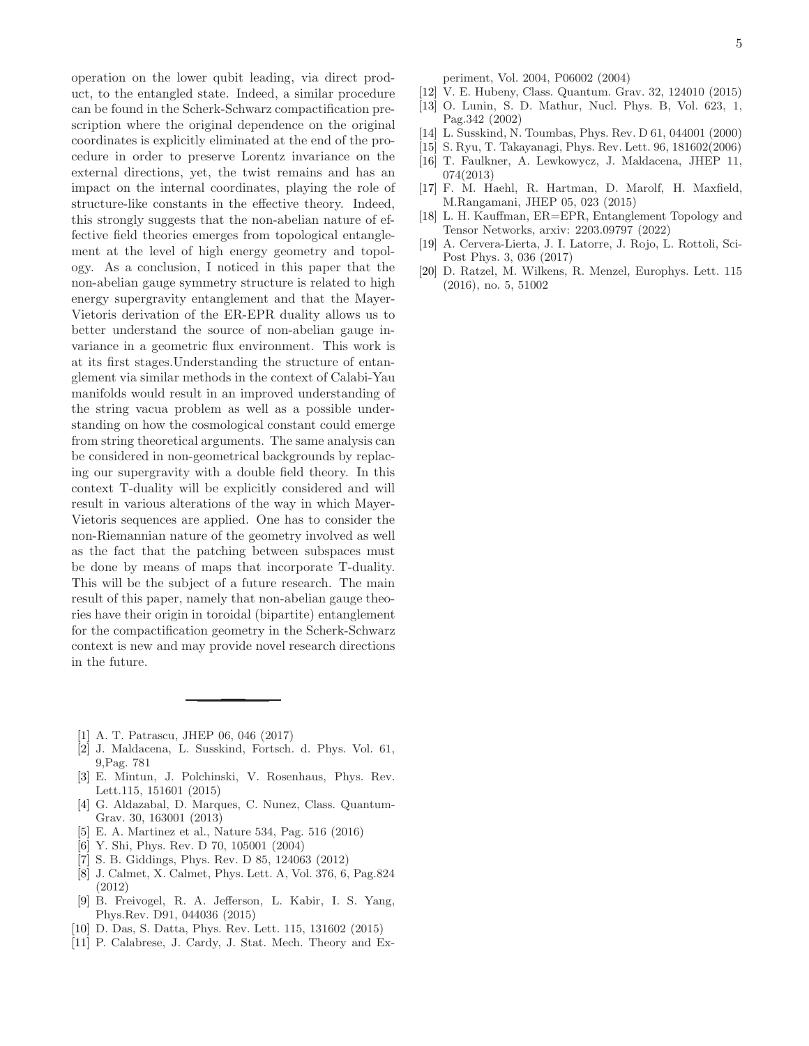operation on the lower qubit leading, via direct product, to the entangled state. Indeed, a similar procedure can be found in the Scherk-Schwarz compactification prescription where the original dependence on the original coordinates is explicitly eliminated at the end of the procedure in order to preserve Lorentz invariance on the external directions, yet, the twist remains and has an impact on the internal coordinates, playing the role of structure-like constants in the effective theory. Indeed, this strongly suggests that the non-abelian nature of effective field theories emerges from topological entanglement at the level of high energy geometry and topology. As a conclusion, I noticed in this paper that the non-abelian gauge symmetry structure is related to high energy supergravity entanglement and that the Mayer-Vietoris derivation of the ER-EPR duality allows us to better understand the source of non-abelian gauge invariance in a geometric flux environment. This work is at its first stages.Understanding the structure of entanglement via similar methods in the context of Calabi-Yau manifolds would result in an improved understanding of the string vacua problem as well as a possible understanding on how the cosmological constant could emerge from string theoretical arguments. The same analysis can be considered in non-geometrical backgrounds by replacing our supergravity with a double field theory. In this context T-duality will be explicitly considered and will result in various alterations of the way in which Mayer-Vietoris sequences are applied. One has to consider the non-Riemannian nature of the geometry involved as well as the fact that the patching between subspaces must be done by means of maps that incorporate T-duality. This will be the subject of a future research. The main result of this paper, namely that non-abelian gauge theories have their origin in toroidal (bipartite) entanglement for the compactification geometry in the Scherk-Schwarz context is new and may provide novel research directions in the future.

---

[1] A. T. Patrascu, JHEP 06, 046 (2017)

[2] J. Maldacena, L. Susskind, Fortsch. d. Phys. Vol. 61, 9,Pag. 781

[3] E. Mintun, J. Polchinski, V. Rosenhaus, Phys. Rev. Lett.115, 151601 (2015)

[4] G. Aldazabal, D. Marques, C. Nunez, Class. Quantum-Grav. 30, 163001 (2013)

[5] E. A. Martinez et al., Nature 534, Pag. 516 (2016)

[6] Y. Shi, Phys. Rev. D 70, 105001 (2004)

[7] S. B. Giddings, Phys. Rev. D 85, 124063 (2012)

[8] J. Calmet, X. Calmet, Phys. Lett. A, Vol. 376, 6, Pag.824 (2012)

[9] B. Freivogel, R. A. Jefferson, L. Kabir, I. S. Yang, Phys.Rev. D91, 044036 (2015)

[10] D. Das, S. Datta, Phys. Rev. Lett. 115, 131602 (2015)

[11] P. Calabrese, J. Cardy, J. Stat. Mech. Theory and Experiment, Vol. 2004, P06002 (2004)

[12] V. E. Hubeny, Class. Quantum. Grav. 32, 124010 (2015)

[13] O. Lunin, S. D. Mathur, Nucl. Phys. B, Vol. 623, 1, Pag.342 (2002)

[14] L. Susskind, N. Toumbas, Phys. Rev. D 61, 044001 (2000)

[15] S. Ryu, T. Takayanagi, Phys. Rev. Lett. 96, 181602(2006)

[16] T. Faulkner, A. Lewkowycz, J. Maldacena, JHEP 11, 074(2013)

[17] F. M. Haehl, R. Hartman, D. Marolf, H. Maxfield, M.Rangamani, JHEP 05, 023 (2015)

[18] L. H. Kauffman, ER=EPR, Entanglement Topology and Tensor Networks, arxiv: 2203.09797 (2022)

[19] A. Cervera-Lierta, J. I. Latorre, J. Rojo, L. Rottoli, Sci-Post Phys. 3, 036 (2017)

[20] D. Ratzel, M. Wilkens, R. Menzel, Europhys. Lett. 115 (2016), no. 5, 51002